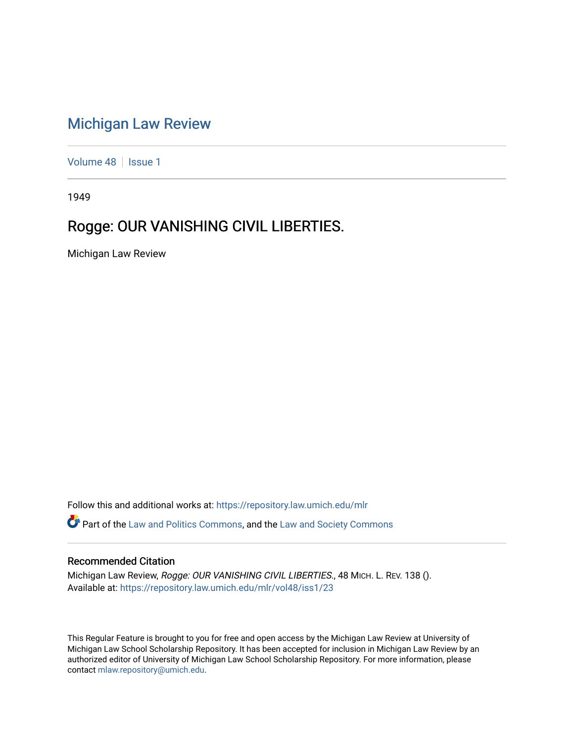# Michigan Law Review

Volume 48 | Issue 1

1949

## Rogge: OUR VANISHING CIVIL LIBERTIES.

Michigan Law Review

Follow this and additional works at: https://repository.law.umich.edu/mlr

Part of the Law and Politics Commons, and the Law and Society Commons

### Recommended Citation

Michigan Law Review, *Rogge: OUR VANISHING CIVIL LIBERTIES.*, 48 MICH. L. REV. 138 ().
Available at: https://repository.law.umich.edu/mlr/vol48/iss1/23

This Regular Feature is brought to you for free and open access by the Michigan Law Review at University of Michigan Law School Scholarship Repository. It has been accepted for inclusion in Michigan Law Review by an authorized editor of University of Michigan Law School Scholarship Repository. For more information, please contact mlaw.repository@umich.edu.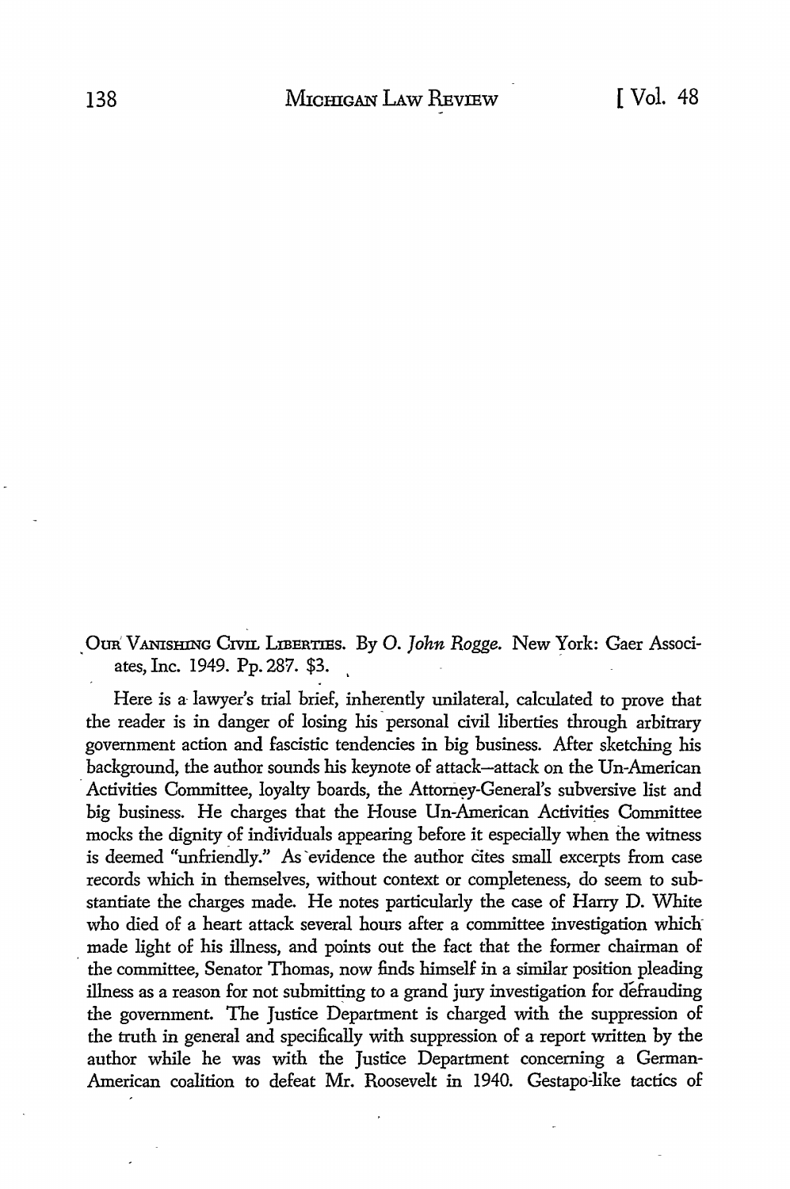OUR VANISHING CIVIL LIBERTIES. By O. *John Rogge*. New York: Gaer Associates, Inc. 1949. Pp. 287. $3.

Here is a lawyer's trial brief, inherently unilateral, calculated to prove that the reader is in danger of losing his personal civil liberties through arbitrary government action and fascistic tendencies in big business. After sketching his background, the author sounds his keynote of attack—attack on the Un-American Activities Committee, loyalty boards, the Attorney-General's subversive list and big business. He charges that the House Un-American Activities Committee mocks the dignity of individuals appearing before it especially when the witness is deemed "unfriendly." As evidence the author cites small excerpts from case records which in themselves, without context or completeness, do seem to substantiate the charges made. He notes particularly the case of Harry D. White who died of a heart attack several hours after a committee investigation which made light of his illness, and points out the fact that the former chairman of the committee, Senator Thomas, now finds himself in a similar position pleading illness as a reason for not submitting to a grand jury investigation for defrauding the government. The Justice Department is charged with the suppression of the truth in general and specifically with suppression of a report written by the author while he was with the Justice Department concerning a German-American coalition to defeat Mr. Roosevelt in 1940. Gestapo-like tactics of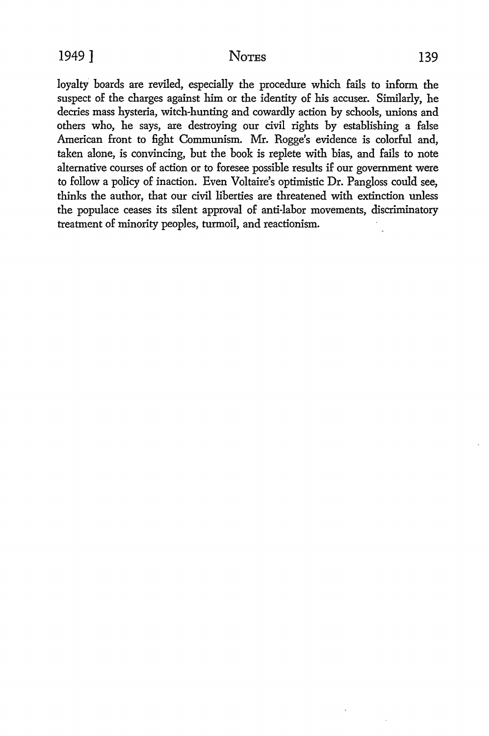loyalty boards are reviled, especially the procedure which fails to inform the suspect of the charges against him or the identity of his accuser. Similarly, he decries mass hysteria, witch-hunting and cowardly action by schools, unions and others who, he says, are destroying our civil rights by establishing a false American front to fight Communism. Mr. Rogge's evidence is colorful and, taken alone, is convincing, but the book is replete with bias, and fails to note alternative courses of action or to foresee possible results if our government were to follow a policy of inaction. Even Voltaire's optimistic Dr. Pangloss could see, thinks the author, that our civil liberties are threatened with extinction unless the populace ceases its silent approval of anti-labor movements, discriminatory treatment of minority peoples, turmoil, and reactionism.